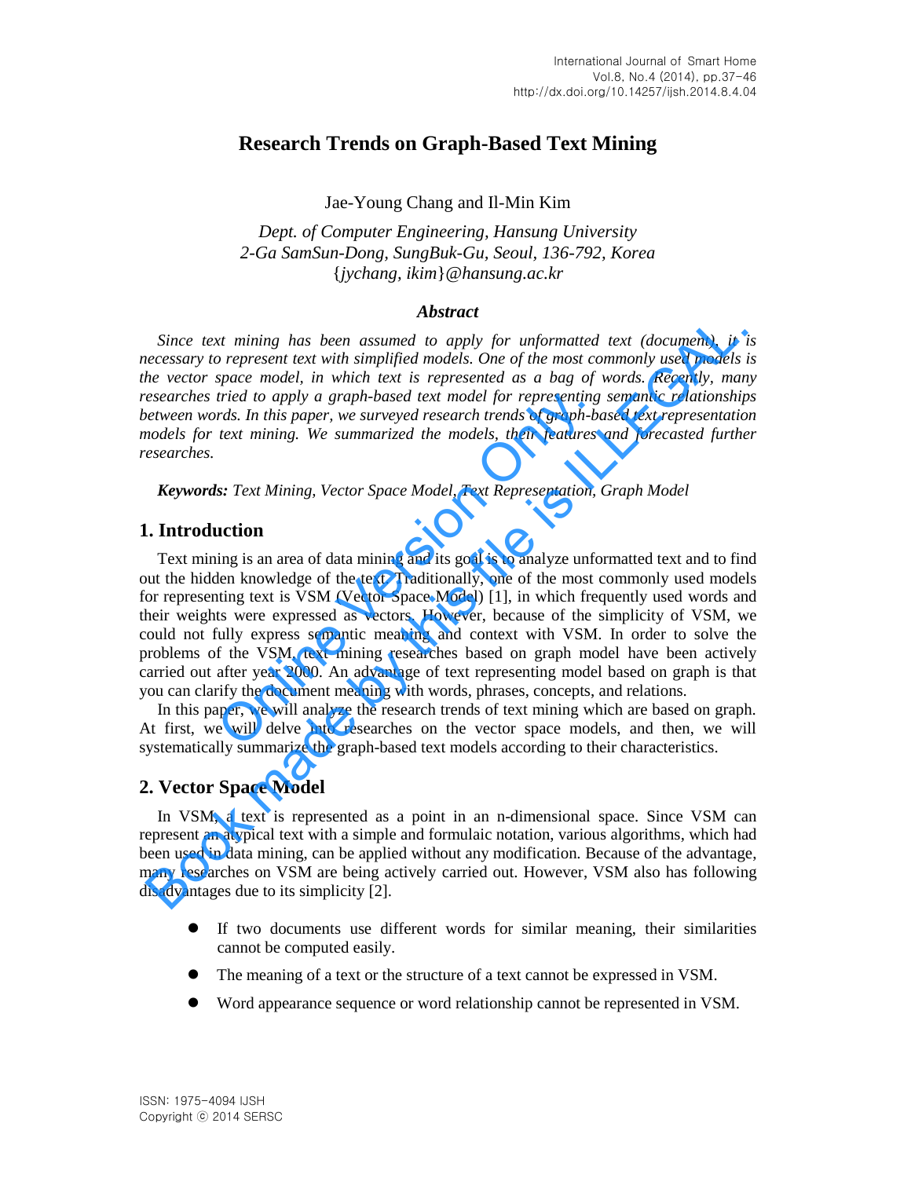# Research Trends on Graph-Based Text Mining

Jae-Young Chang and Il-Min Kim

*Dept. of Computer Engineering, Hansung University*
*2-Ga SamSun-Dong, SungBuk-Gu, Seoul, 136-792, Korea*
*{jychang, ikim}@hansung.ac.kr*

### *Abstract*

*Since text mining has been assumed to apply for unformatted text (document), it is necessary to represent text with simplified models. One of the most commonly used models is the vector space model, in which text is represented as a bag of words. Recently, many researches tried to apply a graph-based text model for representing semantic relationships between words. In this paper, we surveyed research trends of graph-based text representation models for text mining. We summarized the models, their features and forecasted further researches.*

***Keywords:*** *Text Mining, Vector Space Model, Text Representation, Graph Model*

## 1. Introduction

Text mining is an area of data mining and its goal is to analyze unformatted text and to find out the hidden knowledge of the text. Traditionally, one of the most commonly used models for representing text is VSM (Vector Space Model) [1], in which frequently used words and their weights were expressed as vectors. However, because of the simplicity of VSM, we could not fully express semantic meaning and context with VSM. In order to solve the problems of the VSM, text mining researches based on graph model have been actively carried out after year 2000. An advantage of text representing model based on graph is that you can clarify the document meaning with words, phrases, concepts, and relations.

In this paper, we will analyze the research trends of text mining which are based on graph. At first, we will delve into researches on the vector space models, and then, we will systematically summarize the graph-based text models according to their characteristics.

## 2. Vector Space Model

In VSM, a text is represented as a point in an n-dimensional space. Since VSM can represent an atypical text with a simple and formulaic notation, various algorithms, which had been used in data mining, can be applied without any modification. Because of the advantage, many researches on VSM are being actively carried out. However, VSM also has following disadvantages due to its simplicity [2].

- If two documents use different words for similar meaning, their similarities cannot be computed easily.
- The meaning of a text or the structure of a text cannot be expressed in VSM.
- Word appearance sequence or word relationship cannot be represented in VSM.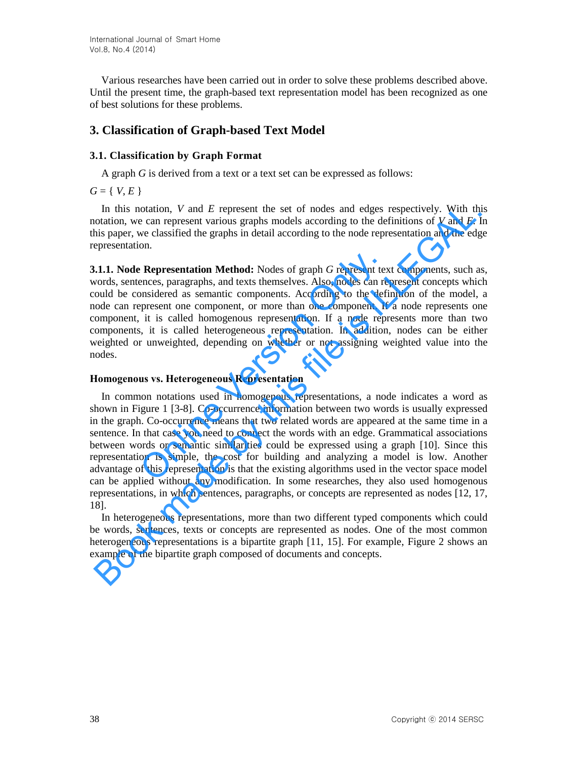Various researches have been carried out in order to solve these problems described above. Until the present time, the graph-based text representation model has been recognized as one of best solutions for these problems.

## 3. Classification of Graph-based Text Model

### 3.1. Classification by Graph Format

A graph $G$ is derived from a text or a text set can be expressed as follows:

$G = \{ V, E \}$

In this notation, $V$ and $E$ represent the set of nodes and edges respectively. With this notation, we can represent various graphs models according to the definitions of $V$ and $E$. In this paper, we classified the graphs in detail according to the node representation and the edge representation.

**3.1.1. Node Representation Method:** Nodes of graph $G$ represent text components, such as, words, sentences, paragraphs, and texts themselves. Also, nodes can represent concepts which could be considered as semantic components. According to the definition of the model, a node can represent one component, or more than one component. If a node represents one component, it is called homogenous representation. If a node represents more than two components, it is called heterogeneous representation. In addition, nodes can be either weighted or unweighted, depending on whether or not assigning weighted value into the nodes.

**Homogenous vs. Heterogeneous Representation**

In common notations used in homogenous representations, a node indicates a word as shown in Figure 1 [3-8]. Co-occurrence information between two words is usually expressed in the graph. Co-occurrence means that two related words are appeared at the same time in a sentence. In that case you need to connect the words with an edge. Grammatical associations between words or semantic similarities could be expressed using a graph [10]. Since this representation is simple, the cost for building and analyzing a model is low. Another advantage of this representation is that the existing algorithms used in the vector space model can be applied without any modification. In some researches, they also used homogenous representations, in which sentences, paragraphs, or concepts are represented as nodes [12, 17, 18].

In heterogeneous representations, more than two different typed components which could be words, sentences, texts or concepts are represented as nodes. One of the most common heterogeneous representations is a bipartite graph [11, 15]. For example, Figure 2 shows an example of the bipartite graph composed of documents and concepts.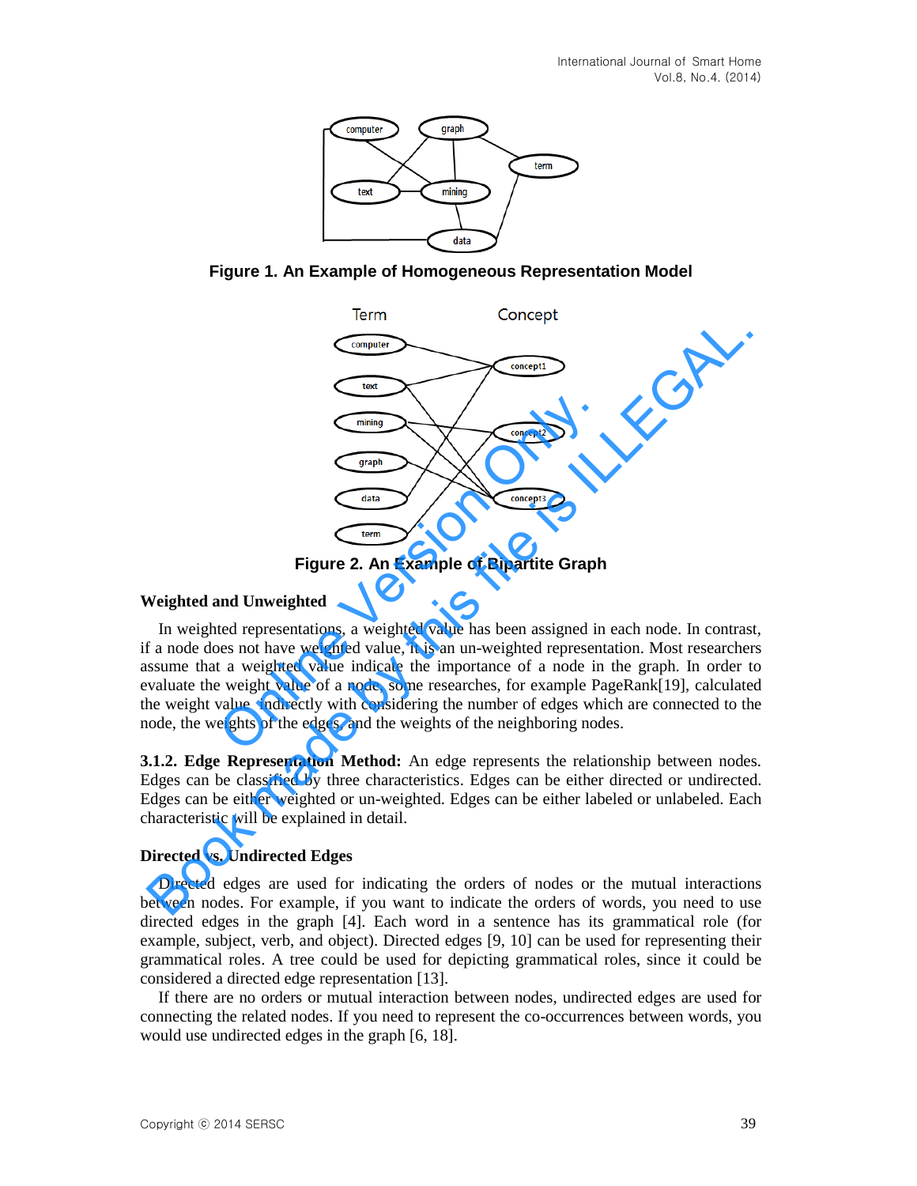Figure 1. An Example of Homogeneous Representation Model

Figure 2. An Example of Bipartite Graph

**Weighted and Unweighted**

In weighted representations, a weighted value has been assigned in each node. In contrast, if a node does not have weighted value, it is an un-weighted representation. Most researchers assume that a weighted value indicate the importance of a node in the graph. In order to evaluate the weight value of a node, some researches, for example PageRank[19], calculated the weight value indirectly with considering the number of edges which are connected to the node, the weights of the edges, and the weights of the neighboring nodes.

**3.1.2. Edge Representation Method:** An edge represents the relationship between nodes. Edges can be classified by three characteristics. Edges can be either directed or undirected. Edges can be either weighted or un-weighted. Edges can be either labeled or unlabeled. Each characteristic will be explained in detail.

**Directed vs. Undirected Edges**

Directed edges are used for indicating the orders of nodes or the mutual interactions between nodes. For example, if you want to indicate the orders of words, you need to use directed edges in the graph [4]. Each word in a sentence has its grammatical role (for example, subject, verb, and object). Directed edges [9, 10] can be used for representing their grammatical roles. A tree could be used for depicting grammatical roles, since it could be considered a directed edge representation [13].

If there are no orders or mutual interaction between nodes, undirected edges are used for connecting the related nodes. If you need to represent the co-occurrences between words, you would use undirected edges in the graph [6, 18].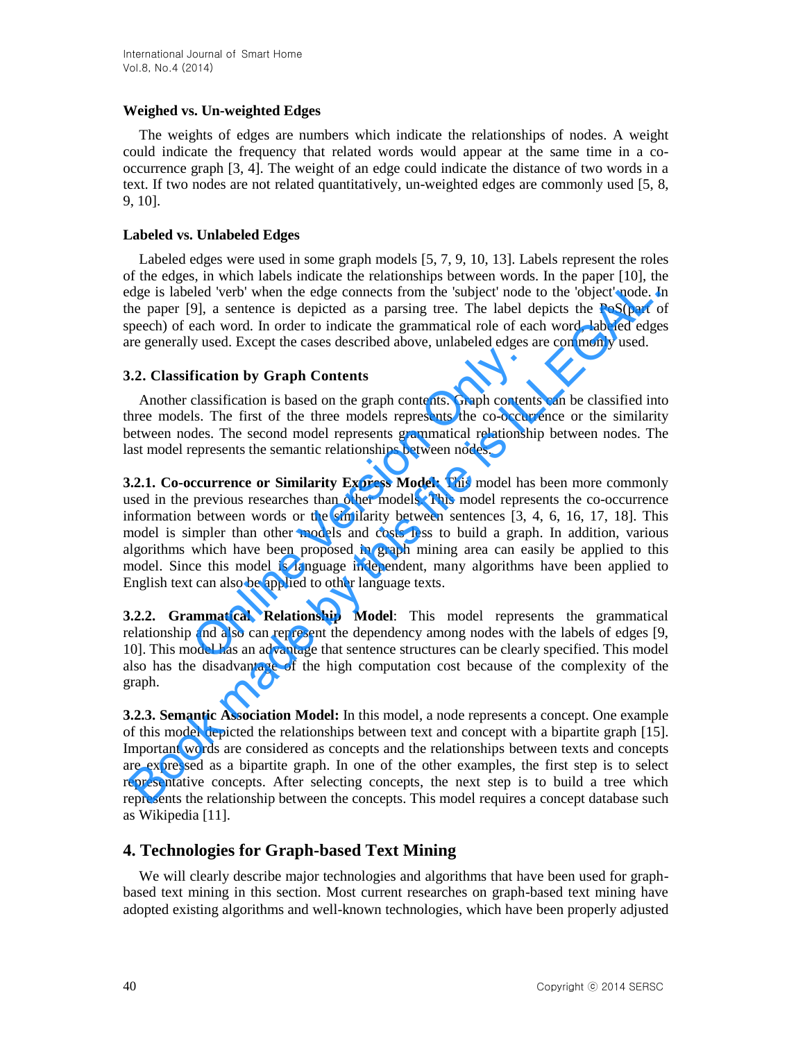### Weighed vs. Un-weighted Edges

The weights of edges are numbers which indicate the relationships of nodes. A weight could indicate the frequency that related words would appear at the same time in a co-occurrence graph [3, 4]. The weight of an edge could indicate the distance of two words in a text. If two nodes are not related quantitatively, un-weighted edges are commonly used [5, 8, 9, 10].

### Labeled vs. Unlabeled Edges

Labeled edges were used in some graph models [5, 7, 9, 10, 13]. Labels represent the roles of the edges, in which labels indicate the relationships between words. In the paper [10], the edge is labeled 'verb' when the edge connects from the 'subject' node to the 'object' node. In the paper [9], a sentence is depicted as a parsing tree. The label depicts the PoS(part of speech) of each word. In order to indicate the grammatical role of each word, labeled edges are generally used. Except the cases described above, unlabeled edges are commonly used.

## 3.2. Classification by Graph Contents

Another classification is based on the graph contents. Graph contents can be classified into three models. The first of the three models represents the co-occurrence or the similarity between nodes. The second model represents grammatical relationship between nodes. The last model represents the semantic relationships between nodes.

**3.2.1. Co-occurrence or Similarity Express Model:** This model has been more commonly used in the previous researches than other models. This model represents the co-occurrence information between words or the similarity between sentences [3, 4, 6, 16, 17, 18]. This model is simpler than other models and costs less to build a graph. In addition, various algorithms which have been proposed in graph mining area can easily be applied to this model. Since this model is language independent, many algorithms have been applied to English text can also be applied to other language texts.

**3.2.2. Grammatical Relationship Model**: This model represents the grammatical relationship and also can represent the dependency among nodes with the labels of edges [9, 10]. This model has an advantage that sentence structures can be clearly specified. This model also has the disadvantage of the high computation cost because of the complexity of the graph.

**3.2.3. Semantic Association Model:** In this model, a node represents a concept. One example of this model depicted the relationships between text and concept with a bipartite graph [15]. Important words are considered as concepts and the relationships between texts and concepts are expressed as a bipartite graph. In one of the other examples, the first step is to select representative concepts. After selecting concepts, the next step is to build a tree which represents the relationship between the concepts. This model requires a concept database such as Wikipedia [11].

# 4. Technologies for Graph-based Text Mining

We will clearly describe major technologies and algorithms that have been used for graph-based text mining in this section. Most current researches on graph-based text mining have adopted existing algorithms and well-known technologies, which have been properly adjusted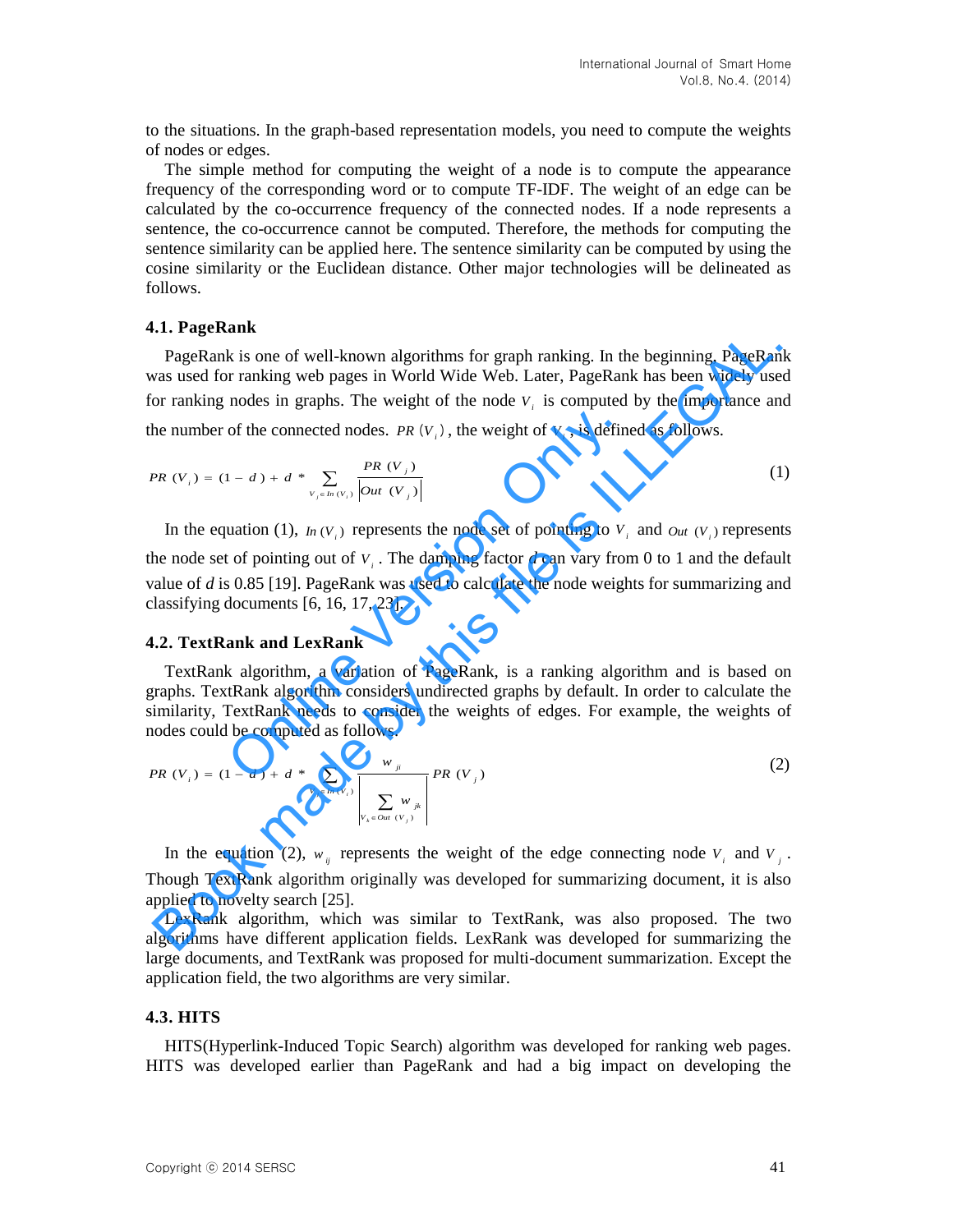to the situations. In the graph-based representation models, you need to compute the weights of nodes or edges.

The simple method for computing the weight of a node is to compute the appearance frequency of the corresponding word or to compute TF-IDF. The weight of an edge can be calculated by the co-occurrence frequency of the connected nodes. If a node represents a sentence, the co-occurrence cannot be computed. Therefore, the methods for computing the sentence similarity can be applied here. The sentence similarity can be computed by using the cosine similarity or the Euclidean distance. Other major technologies will be delineated as follows.

### 4.1. PageRank

PageRank is one of well-known algorithms for graph ranking. In the beginning, PageRank was used for ranking web pages in World Wide Web. Later, PageRank has been widely used for ranking nodes in graphs. The weight of the node $V_i$ is computed by the importance and the number of the connected nodes. $PR(V_i)$, the weight of $V_i$, is defined as follows.

$$PR(V_i) = (1 - d) + d * \sum_{V_j \in In(V_i)} \frac{PR(V_j)}{|Out(V_j)|} \tag{1}$$

In the equation (1), $In(V_i)$ represents the node set of pointing to $V_i$ and $Out(V_i)$ represents the node set of pointing out of $V_i$. The damping factor $d$ can vary from 0 to 1 and the default value of $d$ is 0.85 [19]. PageRank was used to calculate the node weights for summarizing and classifying documents [6, 16, 17, 23].

### 4.2. TextRank and LexRank

TextRank algorithm, a variation of PageRank, is a ranking algorithm and is based on graphs. TextRank algorithm considers undirected graphs by default. In order to calculate the similarity, TextRank needs to consider the weights of edges. For example, the weights of nodes could be computed as follows.

$$PR(V_i) = (1 - d) + d * \sum_{V_j \in In(V_i)} \frac{w_{ji}}{\sum_{V_k \in Out(V_j)} w_{jk}} PR(V_j) \tag{2}$$

In the equation (2), $w_{ij}$ represents the weight of the edge connecting node $V_i$ and $V_j$. Though TextRank algorithm originally was developed for summarizing document, it is also applied to novelty search [25].

LexRank algorithm, which was similar to TextRank, was also proposed. The two algorithms have different application fields. LexRank was developed for summarizing the large documents, and TextRank was proposed for multi-document summarization. Except the application field, the two algorithms are very similar.

### 4.3. HITS

HITS(Hyperlink-Induced Topic Search) algorithm was developed for ranking web pages. HITS was developed earlier than PageRank and had a big impact on developing the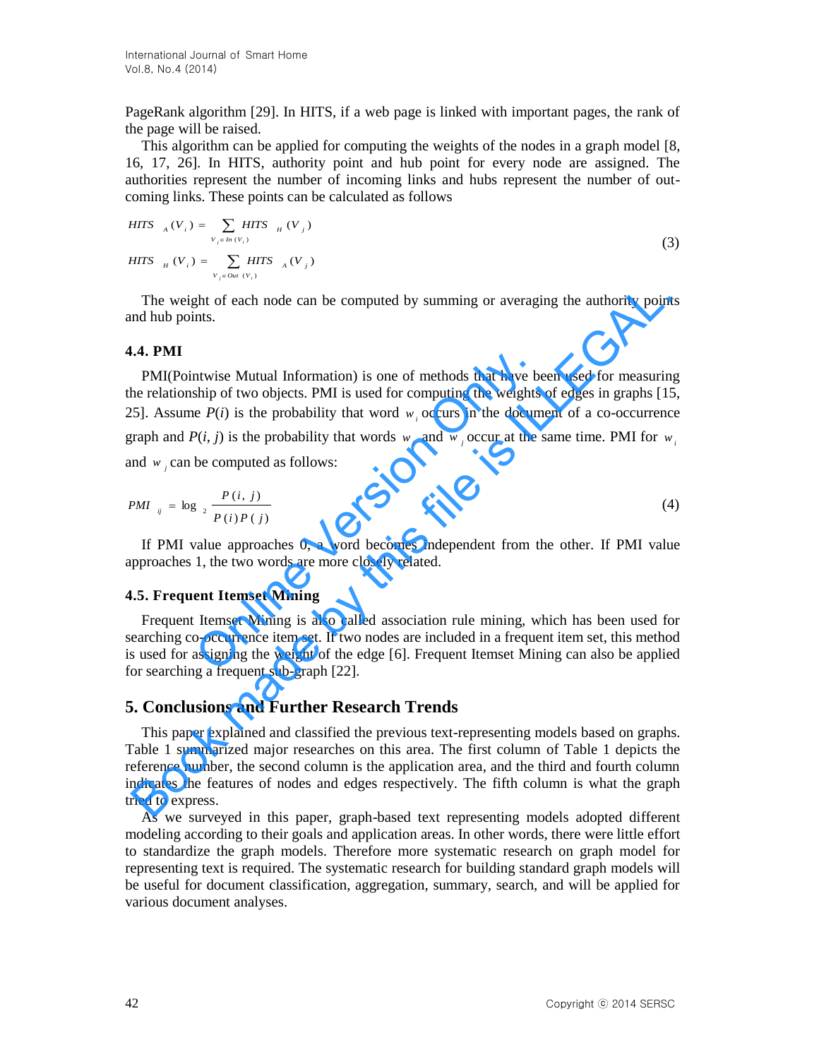PageRank algorithm [29]. In HITS, if a web page is linked with important pages, the rank of the page will be raised.

This algorithm can be applied for computing the weights of the nodes in a graph model [8, 16, 17, 26]. In HITS, authority point and hub point for every node are assigned. The authorities represent the number of incoming links and hubs represent the number of out-coming links. These points can be calculated as follows

$$
\begin{aligned}
HITS_A(V_i) &= \sum_{V_j \in In(V_i)} HITS_H(V_j) \\
HITS_H(V_i) &= \sum_{V_j \in Out(V_i)} HITS_A(V_j)
\end{aligned}
\tag{3}
$$

The weight of each node can be computed by summing or averaging the authority points and hub points.

### 4.4. PMI

PMI(Pointwise Mutual Information) is one of methods that have been used for measuring the relationship of two objects. PMI is used for computing the weights of edges in graphs [15, 25]. Assume $P(i)$ is the probability that word $w_i$ occurs in the document of a co-occurrence graph and $P(i, j)$ is the probability that words $w_i$ and $w_j$ occur at the same time. PMI for $w_i$ and $w_j$ can be computed as follows:

$$
PMI_{ij} = \log_2 \frac{P(i, j)}{P(i)P(j)} \tag{4}
$$

If PMI value approaches 0, a word becomes independent from the other. If PMI value approaches 1, the two words are more closely related.

### 4.5. Frequent Itemset Mining

Frequent Itemset Mining is also called association rule mining, which has been used for searching co-occurrence item set. If two nodes are included in a frequent item set, this method is used for assigning the weight of the edge [6]. Frequent Itemset Mining can also be applied for searching a frequent sub-graph [22].

## 5. Conclusions and Further Research Trends

This paper explained and classified the previous text-representing models based on graphs. Table 1 summarized major researches on this area. The first column of Table 1 depicts the reference number, the second column is the application area, and the third and fourth column indicates the features of nodes and edges respectively. The fifth column is what the graph tried to express.

As we surveyed in this paper, graph-based text representing models adopted different modeling according to their goals and application areas. In other words, there were little effort to standardize the graph models. Therefore more systematic research on graph model for representing text is required. The systematic research for building standard graph models will be useful for document classification, aggregation, summary, search, and will be applied for various document analyses.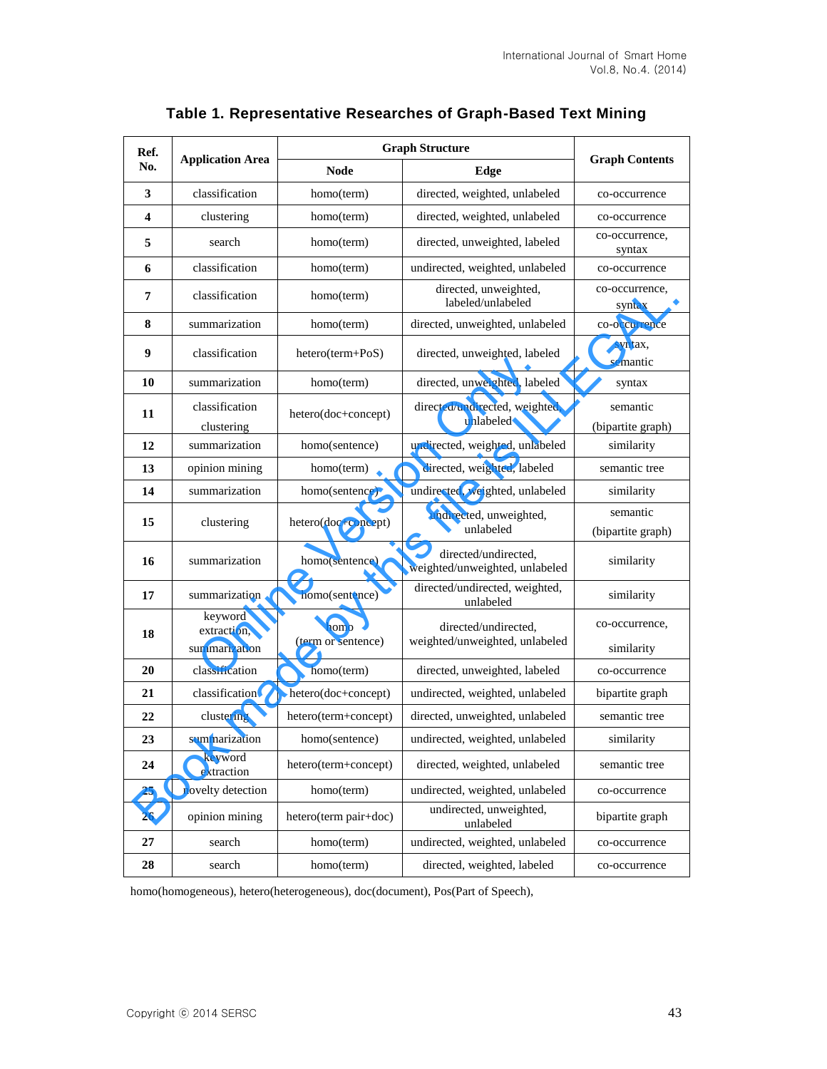**Table 1. Representative Researches of Graph-Based Text Mining**

| Ref. No. | Application Area | Graph Structure | | Graph Contents |
|---|---|---|---|---|
| | | Node | Edge | |
| **3** | classification | homo(term) | directed, weighted, unlabeled | co-occurrence |
| **4** | clustering | homo(term) | directed, weighted, unlabeled | co-occurrence |
| **5** | search | homo(term) | directed, unweighted, labeled | co-occurrence, syntax |
| **6** | classification | homo(term) | undirected, weighted, unlabeled | co-occurrence |
| **7** | classification | homo(term) | directed, unweighted, labeled/unlabeled | co-occurrence, syntax |
| **8** | summarization | homo(term) | directed, unweighted, unlabeled | co-occurrence |
| **9** | classification | hetero(term+PoS) | directed, unweighted, labeled | syntax, semantic |
| **10** | summarization | homo(term) | directed, unweighted, labeled | syntax |
| **11** | classification clustering | hetero(doc+concept) | directed/undirected, weighted, unlabeled | semantic (bipartite graph) |
| **12** | summarization | homo(sentence) | undirected, weighted, unlabeled | similarity |
| **13** | opinion mining | homo(term) | directed, weighted, labeled | semantic tree |
| **14** | summarization | homo(sentence) | undirected, weighted, unlabeled | similarity |
| **15** | clustering | hetero(doc+concept) | undirected, unweighted, unlabeled | semantic (bipartite graph) |
| **16** | summarization | homo(sentence) | directed/undirected, weighted/unweighted, unlabeled | similarity |
| **17** | summarization | homo(sentence) | directed/undirected, weighted, unlabeled | similarity |
| **18** | keyword extraction, summarization | homo (term or sentence) | directed/undirected, weighted/unweighted, unlabeled | co-occurrence, similarity |
| **20** | classification | homo(term) | directed, unweighted, labeled | co-occurrence |
| **21** | classification | hetero(doc+concept) | undirected, weighted, unlabeled | bipartite graph |
| **22** | clustering | hetero(term+concept) | directed, unweighted, unlabeled | semantic tree |
| **23** | summarization | homo(sentence) | undirected, weighted, unlabeled | similarity |
| **24** | keyword extraction | hetero(term+concept) | directed, weighted, unlabeled | semantic tree |
| **25** | novelty detection | homo(term) | undirected, weighted, unlabeled | co-occurrence |
| **26** | opinion mining | hetero(term pair+doc) | undirected, unweighted, unlabeled | bipartite graph |
| **27** | search | homo(term) | undirected, weighted, unlabeled | co-occurrence |
| **28** | search | homo(term) | directed, weighted, labeled | co-occurrence |

homo(homogeneous), hetero(heterogeneous), doc(document), Pos(Part of Speech),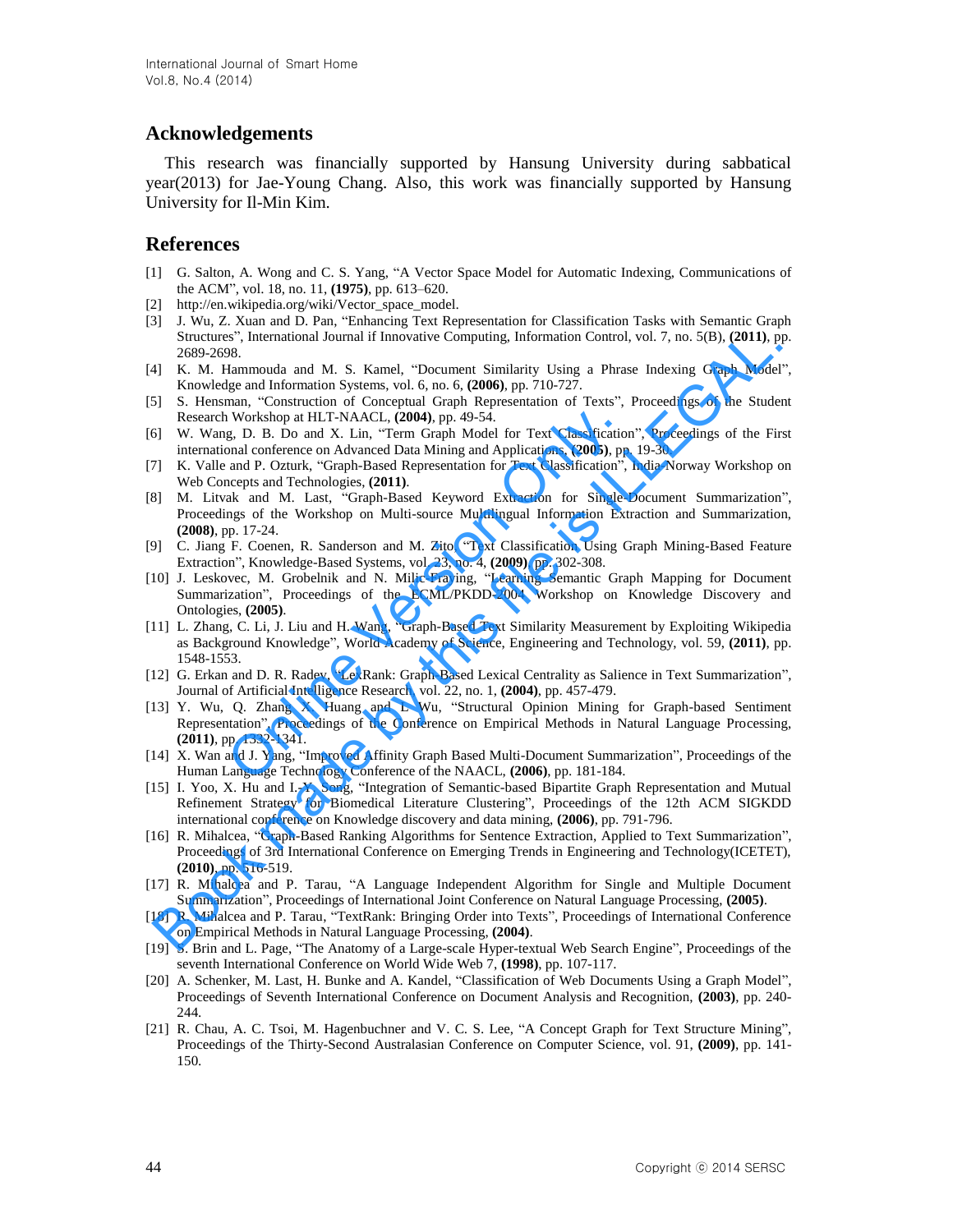## Acknowledgements

This research was financially supported by Hansung University during sabbatical year(2013) for Jae-Young Chang. Also, this work was financially supported by Hansung University for Il-Min Kim.

## References

[1] G. Salton, A. Wong and C. S. Yang, "A Vector Space Model for Automatic Indexing, Communications of the ACM", vol. 18, no. 11, **(1975)**, pp. 613–620.

[2] http://en.wikipedia.org/wiki/Vector_space_model.

[3] J. Wu, Z. Xuan and D. Pan, "Enhancing Text Representation for Classification Tasks with Semantic Graph Structures", International Journal if Innovative Computing, Information Control, vol. 7, no. 5(B), **(2011)**, pp. 2689-2698.

[4] K. M. Hammouda and M. S. Kamel, "Document Similarity Using a Phrase Indexing Graph Model", Knowledge and Information Systems, vol. 6, no. 6, **(2006)**, pp. 710-727.

[5] S. Hensman, "Construction of Conceptual Graph Representation of Texts", Proceedings of the Student Research Workshop at HLT-NAACL, **(2004)**, pp. 49-54.

[6] W. Wang, D. B. Do and X. Lin, "Term Graph Model for Text Classification", Proceedings of the First international conference on Advanced Data Mining and Applications, **(2005)**, pp. 19-30.

[7] K. Valle and P. Ozturk, "Graph-Based Representation for Text Classification", India-Norway Workshop on Web Concepts and Technologies, **(2011)**.

[8] M. Litvak and M. Last, "Graph-Based Keyword Extraction for Single-Document Summarization", Proceedings of the Workshop on Multi-source Multilingual Information Extraction and Summarization, **(2008)**, pp. 17-24.

[9] C. Jiang F. Coenen, R. Sanderson and M. Zito, "Text Classification Using Graph Mining-Based Feature Extraction", Knowledge-Based Systems, vol. 23, no. 4, **(2009)**, pp. 302-308.

[10] J. Leskovec, M. Grobelnik and N. Milic-Fraying, "Learning Semantic Graph Mapping for Document Summarization", Proceedings of the ECML/PKDD-2004 Workshop on Knowledge Discovery and Ontologies, **(2005)**.

[11] L. Zhang, C. Li, J. Liu and H. Wang, "Graph-Based Text Similarity Measurement by Exploiting Wikipedia as Background Knowledge", World Academy of Science, Engineering and Technology, vol. 59, **(2011)**, pp. 1548-1553.

[12] G. Erkan and D. R. Radev, "LexRank: Graph Based Lexical Centrality as Salience in Text Summarization", Journal of Artificial Intelligence Research, vol. 22, no. 1, **(2004)**, pp. 457-479.

[13] Y. Wu, Q. Zhang, X. Huang and L. Wu, "Structural Opinion Mining for Graph-based Sentiment Representation", Proceedings of the Conference on Empirical Methods in Natural Language Processing, **(2011)**, pp. 1332-1341.

[14] X. Wan and J. Yang, "Improved Affinity Graph Based Multi-Document Summarization", Proceedings of the Human Language Technology Conference of the NAACL, **(2006)**, pp. 181-184.

[15] I. Yoo, X. Hu and I.-Y. Song, "Integration of Semantic-based Bipartite Graph Representation and Mutual Refinement Strategy for Biomedical Literature Clustering", Proceedings of the 12th ACM SIGKDD international conference on Knowledge discovery and data mining, **(2006)**, pp. 791-796.

[16] R. Mihalcea, "Graph-Based Ranking Algorithms for Sentence Extraction, Applied to Text Summarization", Proceedings of 3rd International Conference on Emerging Trends in Engineering and Technology(ICETET), **(2010)**, pp. 516-519.

[17] R. Mihalcea and P. Tarau, "A Language Independent Algorithm for Single and Multiple Document Summarization", Proceedings of International Joint Conference on Natural Language Processing, **(2005)**.

[18] R. Mihalcea and P. Tarau, "TextRank: Bringing Order into Texts", Proceedings of International Conference on Empirical Methods in Natural Language Processing, **(2004)**.

[19] S. Brin and L. Page, "The Anatomy of a Large-scale Hyper-textual Web Search Engine", Proceedings of the seventh International Conference on World Wide Web 7, **(1998)**, pp. 107-117.

[20] A. Schenker, M. Last, H. Bunke and A. Kandel, "Classification of Web Documents Using a Graph Model", Proceedings of Seventh International Conference on Document Analysis and Recognition, **(2003)**, pp. 240-244.

[21] R. Chau, A. C. Tsoi, M. Hagenbuchner and V. C. S. Lee, "A Concept Graph for Text Structure Mining", Proceedings of the Thirty-Second Australasian Conference on Computer Science, vol. 91, **(2009)**, pp. 141-150.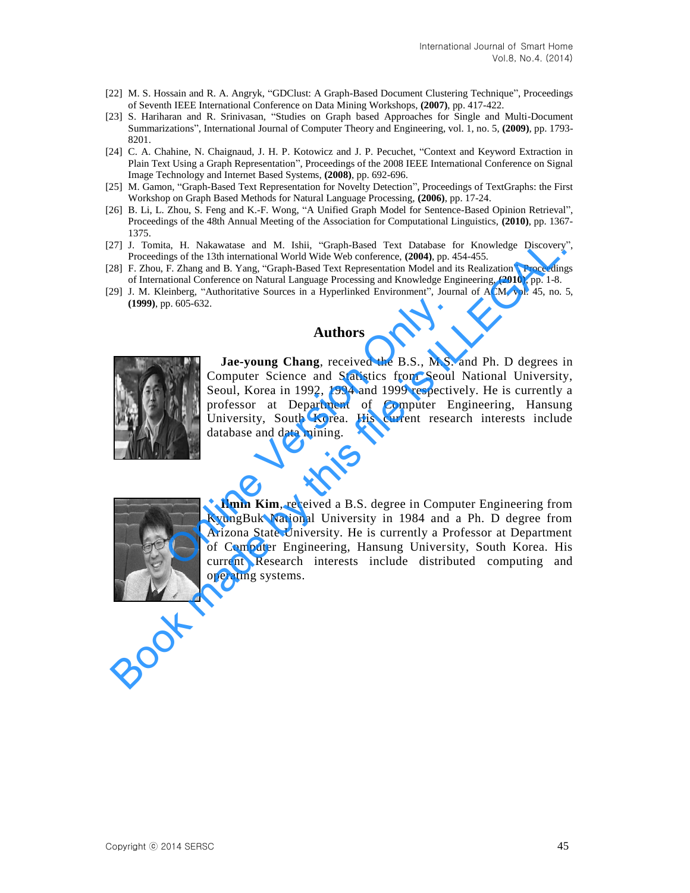[22] M. S. Hossain and R. A. Angryk, "GDClust: A Graph-Based Document Clustering Technique", Proceedings of Seventh IEEE International Conference on Data Mining Workshops, **(2007)**, pp. 417-422.

[23] S. Hariharan and R. Srinivasan, "Studies on Graph based Approaches for Single and Multi-Document Summarizations", International Journal of Computer Theory and Engineering, vol. 1, no. 5, **(2009)**, pp. 1793-8201.

[24] C. A. Chahine, N. Chaignaud, J. H. P. Kotowicz and J. P. Pecuchet, "Context and Keyword Extraction in Plain Text Using a Graph Representation", Proceedings of the 2008 IEEE International Conference on Signal Image Technology and Internet Based Systems, **(2008)**, pp. 692-696.

[25] M. Gamon, "Graph-Based Text Representation for Novelty Detection", Proceedings of TextGraphs: the First Workshop on Graph Based Methods for Natural Language Processing, **(2006)**, pp. 17-24.

[26] B. Li, L. Zhou, S. Feng and K.-F. Wong, "A Unified Graph Model for Sentence-Based Opinion Retrieval", Proceedings of the 48th Annual Meeting of the Association for Computational Linguistics, **(2010)**, pp. 1367-1375.

[27] J. Tomita, H. Nakawatase and M. Ishii, "Graph-Based Text Database for Knowledge Discovery", Proceedings of the 13th international World Wide Web conference, **(2004)**, pp. 454-455.

[28] F. Zhou, F. Zhang and B. Yang, "Graph-Based Text Representation Model and its Realization", Proceedings of International Conference on Natural Language Processing and Knowledge Engineering, **(2010)**, pp. 1-8.

[29] J. M. Kleinberg, "Authoritative Sources in a Hyperlinked Environment", Journal of ACM, vol. 45, no. 5, **(1999)**, pp. 605-632.

## Authors

**Jae-young Chang**, received the B.S., M.S. and Ph. D degrees in Computer Science and Statistics from Seoul National University, Seoul, Korea in 1992, 1994 and 1999 respectively. He is currently a professor at Department of Computer Engineering, Hansung University, South Korea. His current research interests include database and data mining.

**Ilmin Kim**, received a B.S. degree in Computer Engineering from KyungBuk National University in 1984 and a Ph. D degree from Arizona State University. He is currently a Professor at Department of Computer Engineering, Hansung University, South Korea. His current Research interests include distributed computing and operating systems.